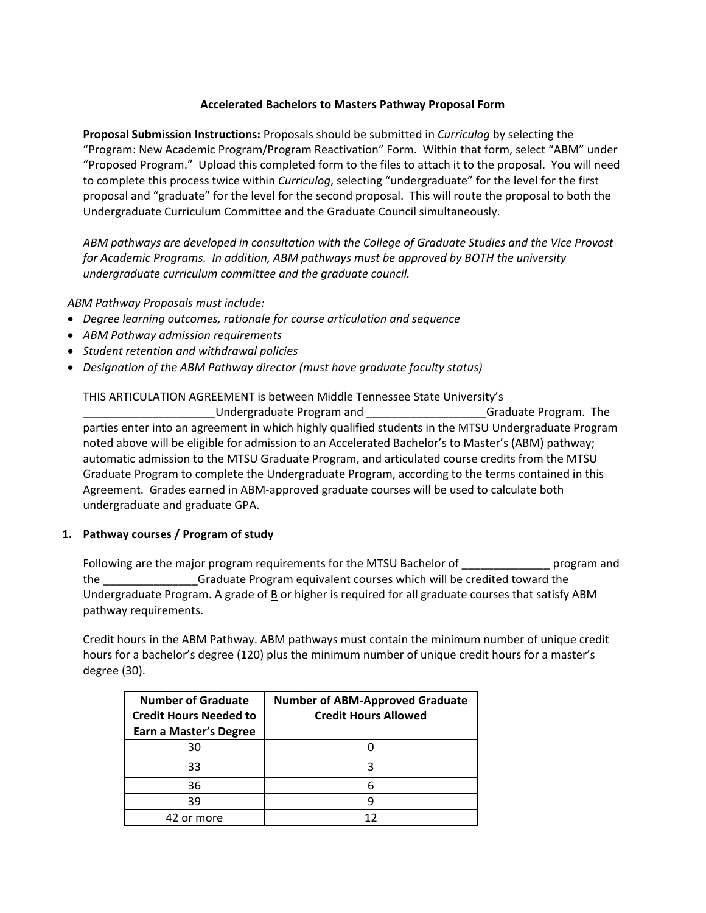**Accelerated Bachelors to Masters Pathway Proposal Form**

**Proposal Submission Instructions:** Proposals should be submitted in *Curriculog* by selecting the "Program: New Academic Program/Program Reactivation" Form. Within that form, select "ABM" under "Proposed Program." Upload this completed form to the files to attach it to the proposal. You will need to complete this process twice within *Curriculog*, selecting "undergraduate" for the level for the first proposal and "graduate" for the level for the second proposal. This will route the proposal to both the Undergraduate Curriculum Committee and the Graduate Council simultaneously.

*ABM pathways are developed in consultation with the College of Graduate Studies and the Vice Provost for Academic Programs. In addition, ABM pathways must be approved by BOTH the university undergraduate curriculum committee and the graduate council.*

*ABM Pathway Proposals must include:*

- *Degree learning outcomes, rationale for course articulation and sequence*
- *ABM Pathway admission requirements*
- *Student retention and withdrawal policies*
- *Designation of the ABM Pathway director (must have graduate faculty status)*

THIS ARTICULATION AGREEMENT is between Middle Tennessee State University's _____________________Undergraduate Program and ___________________Graduate Program. The parties enter into an agreement in which highly qualified students in the MTSU Undergraduate Program noted above will be eligible for admission to an Accelerated Bachelor's to Master's (ABM) pathway; automatic admission to the MTSU Graduate Program, and articulated course credits from the MTSU Graduate Program to complete the Undergraduate Program, according to the terms contained in this Agreement. Grades earned in ABM-approved graduate courses will be used to calculate both undergraduate and graduate GPA.

**1. Pathway courses / Program of study**

Following are the major program requirements for the MTSU Bachelor of ______________ program and the _______________Graduate Program equivalent courses which will be credited toward the Undergraduate Program. A grade of B or higher is required for all graduate courses that satisfy ABM pathway requirements.

Credit hours in the ABM Pathway. ABM pathways must contain the minimum number of unique credit hours for a bachelor's degree (120) plus the minimum number of unique credit hours for a master's degree (30).

| Number of Graduate Credit Hours Needed to Earn a Master's Degree | Number of ABM-Approved Graduate Credit Hours Allowed |
|---|---|
| 30 | 0 |
| 33 | 3 |
| 36 | 6 |
| 39 | 9 |
| 42 or more | 12 |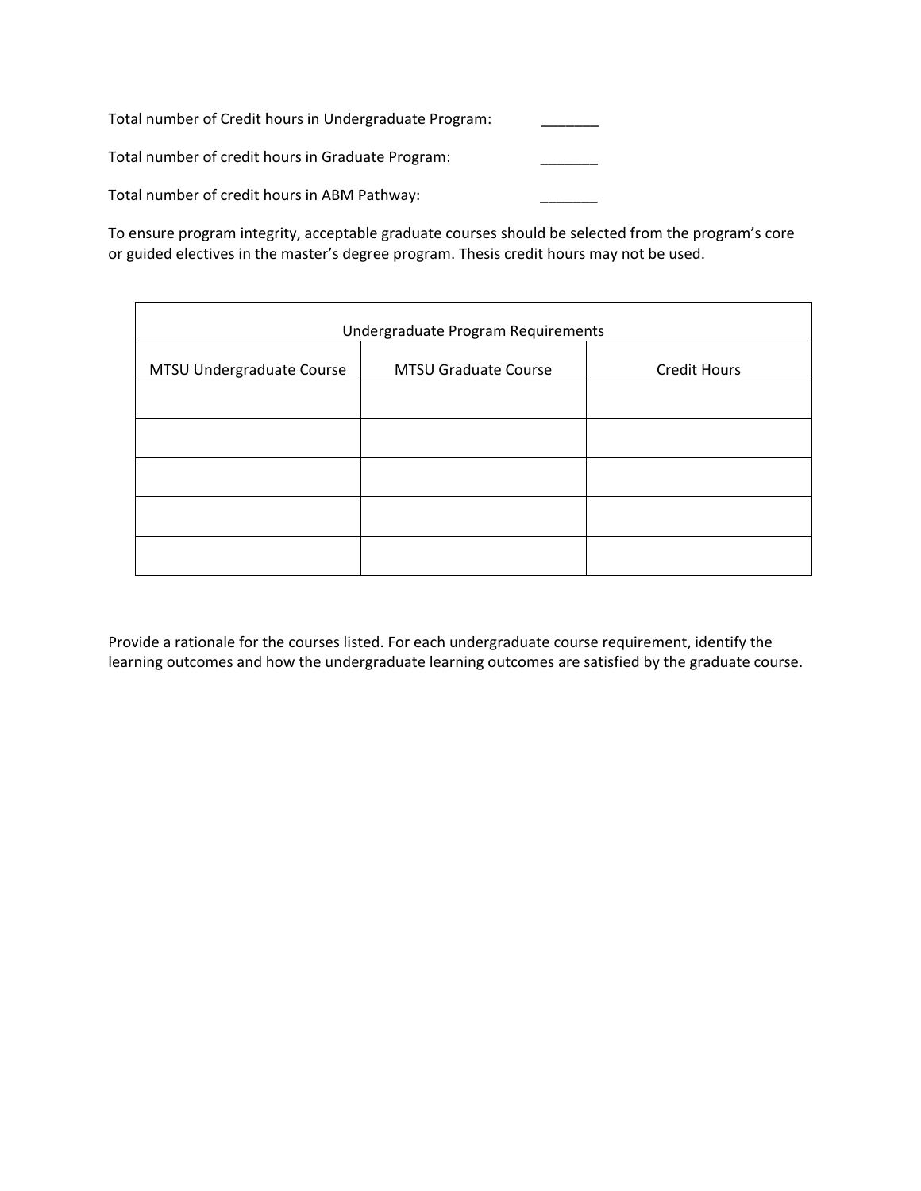Total number of Credit hours in Undergraduate Program: _______

Total number of credit hours in Graduate Program: _______

Total number of credit hours in ABM Pathway: _______

To ensure program integrity, acceptable graduate courses should be selected from the program's core or guided electives in the master's degree program. Thesis credit hours may not be used.

| Undergraduate Program Requirements | | |
|---|---|---|
| MTSU Undergraduate Course | MTSU Graduate Course | Credit Hours |
| | | |
| | | |
| | | |
| | | |
| | | |

Provide a rationale for the courses listed. For each undergraduate course requirement, identify the learning outcomes and how the undergraduate learning outcomes are satisfied by the graduate course.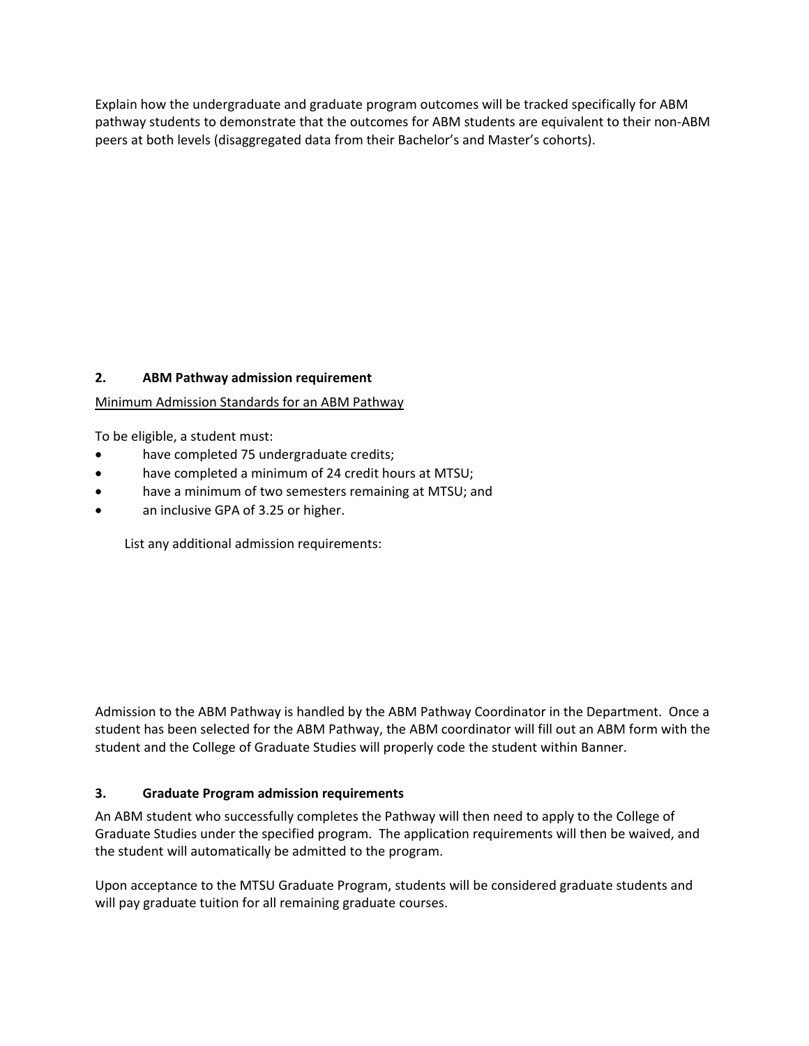Explain how the undergraduate and graduate program outcomes will be tracked specifically for ABM pathway students to demonstrate that the outcomes for ABM students are equivalent to their non-ABM peers at both levels (disaggregated data from their Bachelor's and Master's cohorts).

### 2. ABM Pathway admission requirement

<u>Minimum Admission Standards for an ABM Pathway</u>

To be eligible, a student must:

- have completed 75 undergraduate credits;
- have completed a minimum of 24 credit hours at MTSU;
- have a minimum of two semesters remaining at MTSU; and
- an inclusive GPA of 3.25 or higher.

List any additional admission requirements:

Admission to the ABM Pathway is handled by the ABM Pathway Coordinator in the Department. Once a student has been selected for the ABM Pathway, the ABM coordinator will fill out an ABM form with the student and the College of Graduate Studies will properly code the student within Banner.

### 3. Graduate Program admission requirements

An ABM student who successfully completes the Pathway will then need to apply to the College of Graduate Studies under the specified program. The application requirements will then be waived, and the student will automatically be admitted to the program.

Upon acceptance to the MTSU Graduate Program, students will be considered graduate students and will pay graduate tuition for all remaining graduate courses.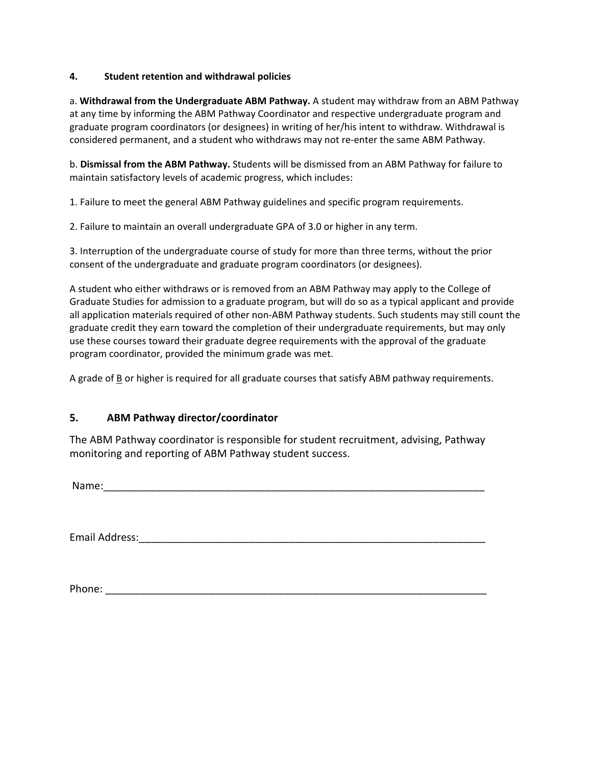## 4. Student retention and withdrawal policies

a. **Withdrawal from the Undergraduate ABM Pathway.** A student may withdraw from an ABM Pathway at any time by informing the ABM Pathway Coordinator and respective undergraduate program and graduate program coordinators (or designees) in writing of her/his intent to withdraw. Withdrawal is considered permanent, and a student who withdraws may not re-enter the same ABM Pathway.

b. **Dismissal from the ABM Pathway.** Students will be dismissed from an ABM Pathway for failure to maintain satisfactory levels of academic progress, which includes:

1. Failure to meet the general ABM Pathway guidelines and specific program requirements.

2. Failure to maintain an overall undergraduate GPA of 3.0 or higher in any term.

3. Interruption of the undergraduate course of study for more than three terms, without the prior consent of the undergraduate and graduate program coordinators (or designees).

A student who either withdraws or is removed from an ABM Pathway may apply to the College of Graduate Studies for admission to a graduate program, but will do so as a typical applicant and provide all application materials required of other non-ABM Pathway students. Such students may still count the graduate credit they earn toward the completion of their undergraduate requirements, but may only use these courses toward their graduate degree requirements with the approval of the graduate program coordinator, provided the minimum grade was met.

A grade of B or higher is required for all graduate courses that satisfy ABM pathway requirements.

## 5. ABM Pathway director/coordinator

The ABM Pathway coordinator is responsible for student recruitment, advising, Pathway monitoring and reporting of ABM Pathway student success.

Name:\_\_\_\_\_\_\_\_\_\_\_\_\_\_\_\_\_\_\_\_\_\_\_\_\_\_\_\_\_\_\_\_\_\_\_\_\_\_\_\_\_\_\_\_\_\_\_\_\_\_\_\_\_\_\_\_\_\_\_\_\_\_\_\_\_\_

Email Address:\_\_\_\_\_\_\_\_\_\_\_\_\_\_\_\_\_\_\_\_\_\_\_\_\_\_\_\_\_\_\_\_\_\_\_\_\_\_\_\_\_\_\_\_\_\_\_\_\_\_\_\_\_\_\_\_\_\_\_\_\_\_

Phone: \_\_\_\_\_\_\_\_\_\_\_\_\_\_\_\_\_\_\_\_\_\_\_\_\_\_\_\_\_\_\_\_\_\_\_\_\_\_\_\_\_\_\_\_\_\_\_\_\_\_\_\_\_\_\_\_\_\_\_\_\_\_\_\_\_\_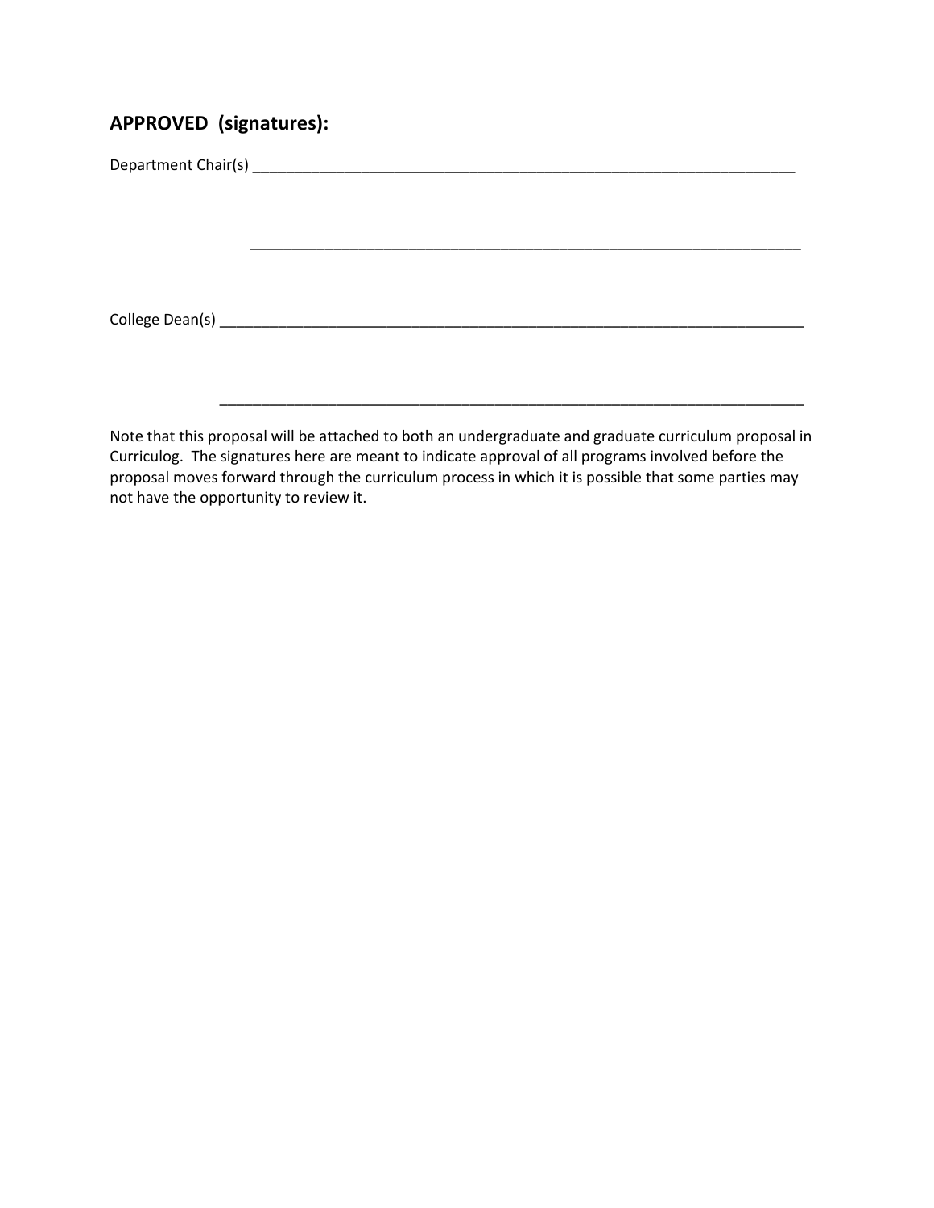## APPROVED (signatures):

Department Chair(s) ______________________________________________________________________

______________________________________________________________________

College Dean(s) __________________________________________________________________________

__________________________________________________________________________

Note that this proposal will be attached to both an undergraduate and graduate curriculum proposal in Curriculog. The signatures here are meant to indicate approval of all programs involved before the proposal moves forward through the curriculum process in which it is possible that some parties may not have the opportunity to review it.